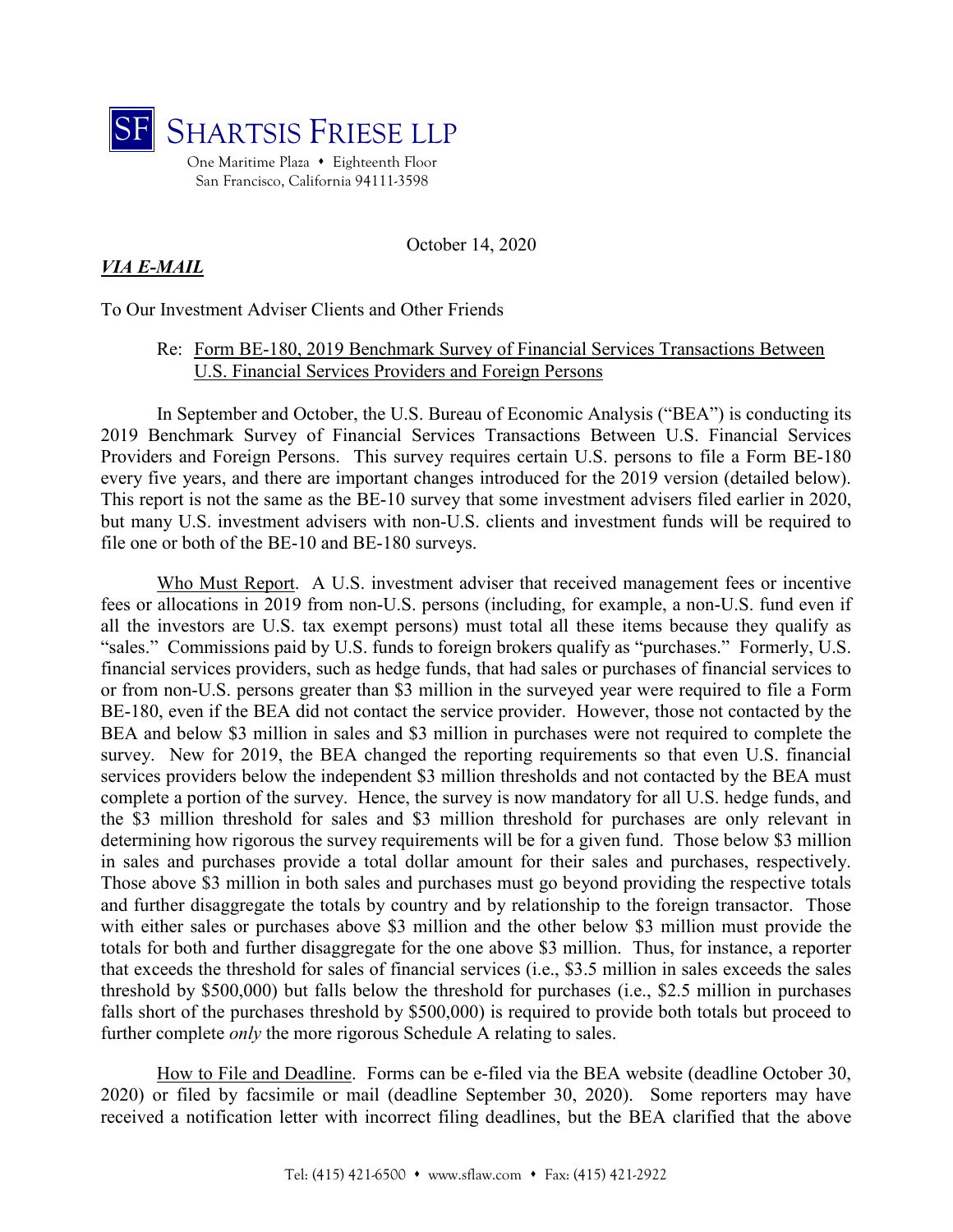SF SHARTSIS FRIESE LLP

One Maritime Plaza • Eighteenth Floor
San Francisco, California 94111-3598

October 14, 2020

***VIA E-MAIL***

To Our Investment Adviser Clients and Other Friends

Re: Form BE-180, 2019 Benchmark Survey of Financial Services Transactions Between U.S. Financial Services Providers and Foreign Persons

In September and October, the U.S. Bureau of Economic Analysis ("BEA") is conducting its 2019 Benchmark Survey of Financial Services Transactions Between U.S. Financial Services Providers and Foreign Persons. This survey requires certain U.S. persons to file a Form BE-180 every five years, and there are important changes introduced for the 2019 version (detailed below). This report is not the same as the BE-10 survey that some investment advisers filed earlier in 2020, but many U.S. investment advisers with non-U.S. clients and investment funds will be required to file one or both of the BE-10 and BE-180 surveys.

Who Must Report. A U.S. investment adviser that received management fees or incentive fees or allocations in 2019 from non-U.S. persons (including, for example, a non-U.S. fund even if all the investors are U.S. tax exempt persons) must total all these items because they qualify as "sales." Commissions paid by U.S. funds to foreign brokers qualify as "purchases." Formerly, U.S. financial services providers, such as hedge funds, that had sales or purchases of financial services to or from non-U.S. persons greater than $3 million in the surveyed year were required to file a Form BE-180, even if the BEA did not contact the service provider. However, those not contacted by the BEA and below $3 million in sales and $3 million in purchases were not required to complete the survey. New for 2019, the BEA changed the reporting requirements so that even U.S. financial services providers below the independent $3 million thresholds and not contacted by the BEA must complete a portion of the survey. Hence, the survey is now mandatory for all U.S. hedge funds, and the $3 million threshold for sales and $3 million threshold for purchases are only relevant in determining how rigorous the survey requirements will be for a given fund. Those below $3 million in sales and purchases provide a total dollar amount for their sales and purchases, respectively. Those above $3 million in both sales and purchases must go beyond providing the respective totals and further disaggregate the totals by country and by relationship to the foreign transactor. Those with either sales or purchases above $3 million and the other below $3 million must provide the totals for both and further disaggregate for the one above $3 million. Thus, for instance, a reporter that exceeds the threshold for sales of financial services (i.e., $3.5 million in sales exceeds the sales threshold by $500,000) but falls below the threshold for purchases (i.e., $2.5 million in purchases falls short of the purchases threshold by $500,000) is required to provide both totals but proceed to further complete *only* the more rigorous Schedule A relating to sales.

How to File and Deadline. Forms can be e-filed via the BEA website (deadline October 30, 2020) or filed by facsimile or mail (deadline September 30, 2020). Some reporters may have received a notification letter with incorrect filing deadlines, but the BEA clarified that the above

Tel: (415) 421-6500 • www.sflaw.com • Fax: (415) 421-2922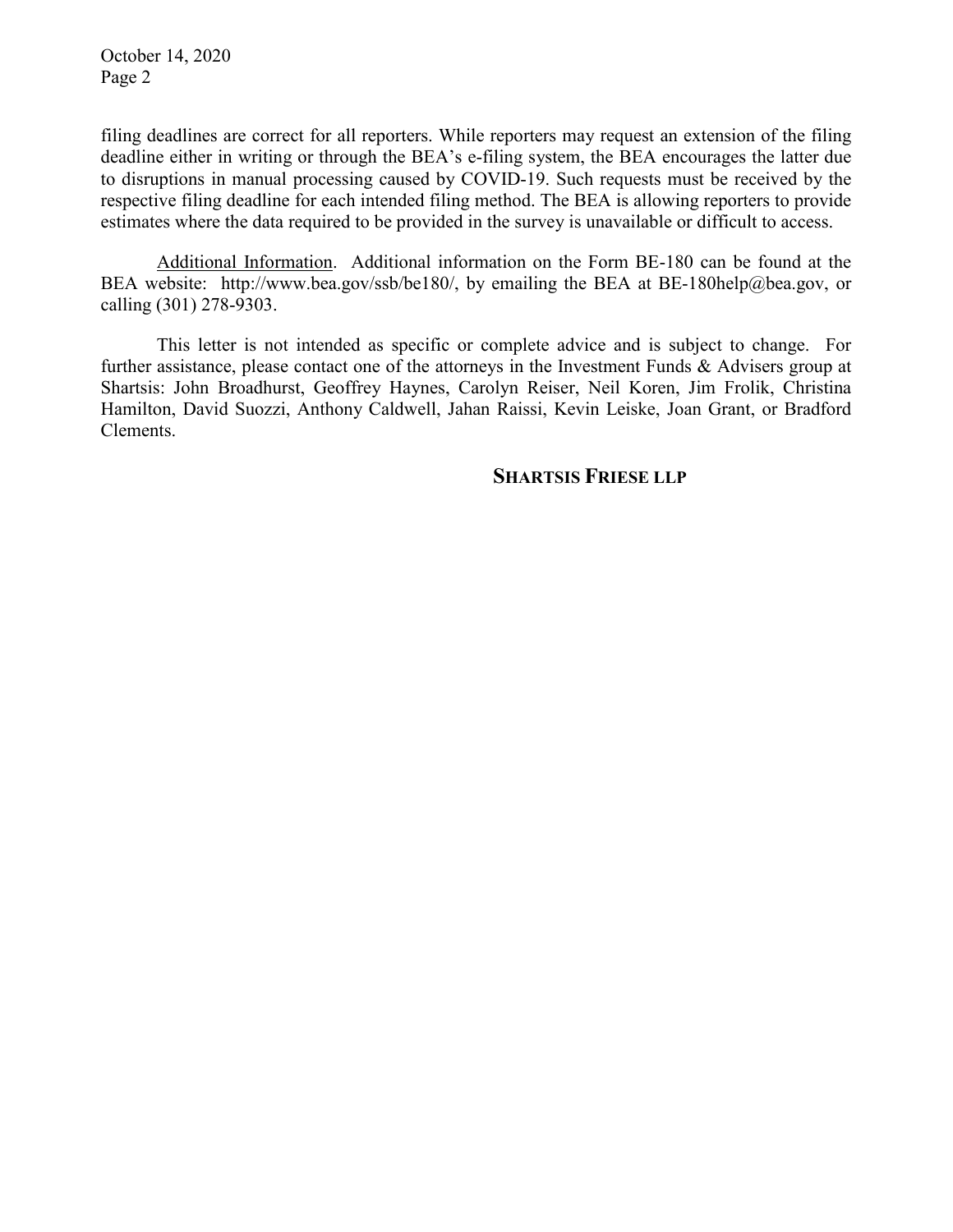filing deadlines are correct for all reporters. While reporters may request an extension of the filing deadline either in writing or through the BEA's e-filing system, the BEA encourages the latter due to disruptions in manual processing caused by COVID-19. Such requests must be received by the respective filing deadline for each intended filing method. The BEA is allowing reporters to provide estimates where the data required to be provided in the survey is unavailable or difficult to access.

Additional Information. Additional information on the Form BE-180 can be found at the BEA website: http://www.bea.gov/ssb/be180/, by emailing the BEA at BE-180help@bea.gov, or calling (301) 278-9303.

This letter is not intended as specific or complete advice and is subject to change. For further assistance, please contact one of the attorneys in the Investment Funds & Advisers group at Shartsis: John Broadhurst, Geoffrey Haynes, Carolyn Reiser, Neil Koren, Jim Frolik, Christina Hamilton, David Suozzi, Anthony Caldwell, Jahan Raissi, Kevin Leiske, Joan Grant, or Bradford Clements.

**SHARTSIS FRIESE LLP**